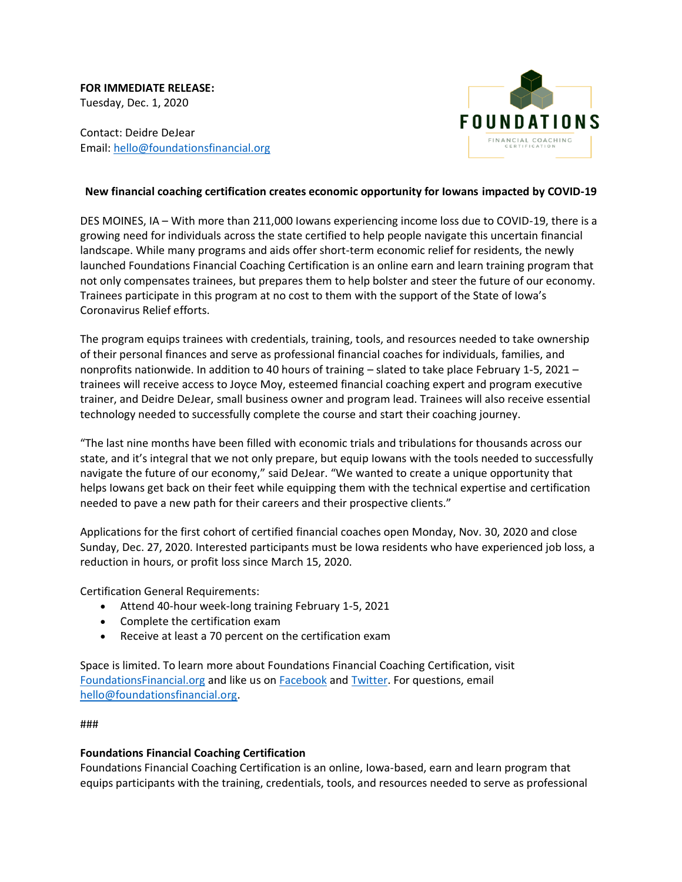**FOR IMMEDIATE RELEASE:**
Tuesday, Dec. 1, 2020

Contact: Deidre DeJear
Email: hello@foundationsfinancial.org

FOUNDATIONS
FINANCIAL COACHING
CERTIFICATION

**New financial coaching certification creates economic opportunity for Iowans impacted by COVID-19**

DES MOINES, IA – With more than 211,000 Iowans experiencing income loss due to COVID-19, there is a growing need for individuals across the state certified to help people navigate this uncertain financial landscape. While many programs and aids offer short-term economic relief for residents, the newly launched Foundations Financial Coaching Certification is an online earn and learn training program that not only compensates trainees, but prepares them to help bolster and steer the future of our economy. Trainees participate in this program at no cost to them with the support of the State of Iowa's Coronavirus Relief efforts.

The program equips trainees with credentials, training, tools, and resources needed to take ownership of their personal finances and serve as professional financial coaches for individuals, families, and nonprofits nationwide. In addition to 40 hours of training – slated to take place February 1-5, 2021 – trainees will receive access to Joyce Moy, esteemed financial coaching expert and program executive trainer, and Deidre DeJear, small business owner and program lead. Trainees will also receive essential technology needed to successfully complete the course and start their coaching journey.

"The last nine months have been filled with economic trials and tribulations for thousands across our state, and it's integral that we not only prepare, but equip Iowans with the tools needed to successfully navigate the future of our economy," said DeJear. "We wanted to create a unique opportunity that helps Iowans get back on their feet while equipping them with the technical expertise and certification needed to pave a new path for their careers and their prospective clients."

Applications for the first cohort of certified financial coaches open Monday, Nov. 30, 2020 and close Sunday, Dec. 27, 2020. Interested participants must be Iowa residents who have experienced job loss, a reduction in hours, or profit loss since March 15, 2020.

Certification General Requirements:

- Attend 40-hour week-long training February 1-5, 2021
- Complete the certification exam
- Receive at least a 70 percent on the certification exam

Space is limited. To learn more about Foundations Financial Coaching Certification, visit FoundationsFinancial.org and like us on Facebook and Twitter. For questions, email hello@foundationsfinancial.org.

###

**Foundations Financial Coaching Certification**
Foundations Financial Coaching Certification is an online, Iowa-based, earn and learn program that equips participants with the training, credentials, tools, and resources needed to serve as professional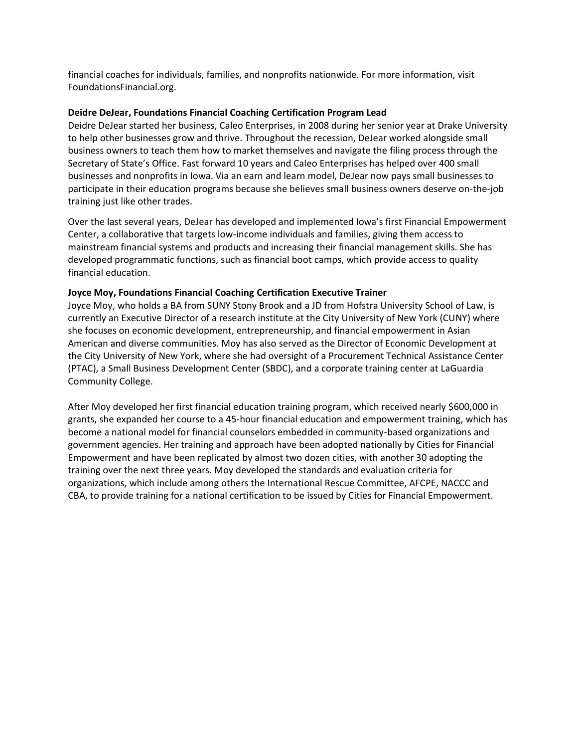financial coaches for individuals, families, and nonprofits nationwide. For more information, visit FoundationsFinancial.org.

**Deidre DeJear, Foundations Financial Coaching Certification Program Lead**

Deidre DeJear started her business, Caleo Enterprises, in 2008 during her senior year at Drake University to help other businesses grow and thrive. Throughout the recession, DeJear worked alongside small business owners to teach them how to market themselves and navigate the filing process through the Secretary of State's Office. Fast forward 10 years and Caleo Enterprises has helped over 400 small businesses and nonprofits in Iowa. Via an earn and learn model, DeJear now pays small businesses to participate in their education programs because she believes small business owners deserve on-the-job training just like other trades.

Over the last several years, DeJear has developed and implemented Iowa's first Financial Empowerment Center, a collaborative that targets low-income individuals and families, giving them access to mainstream financial systems and products and increasing their financial management skills. She has developed programmatic functions, such as financial boot camps, which provide access to quality financial education.

**Joyce Moy, Foundations Financial Coaching Certification Executive Trainer**

Joyce Moy, who holds a BA from SUNY Stony Brook and a JD from Hofstra University School of Law, is currently an Executive Director of a research institute at the City University of New York (CUNY) where she focuses on economic development, entrepreneurship, and financial empowerment in Asian American and diverse communities. Moy has also served as the Director of Economic Development at the City University of New York, where she had oversight of a Procurement Technical Assistance Center (PTAC), a Small Business Development Center (SBDC), and a corporate training center at LaGuardia Community College.

After Moy developed her first financial education training program, which received nearly $600,000 in grants, she expanded her course to a 45-hour financial education and empowerment training, which has become a national model for financial counselors embedded in community-based organizations and government agencies. Her training and approach have been adopted nationally by Cities for Financial Empowerment and have been replicated by almost two dozen cities, with another 30 adopting the training over the next three years. Moy developed the standards and evaluation criteria for organizations, which include among others the International Rescue Committee, AFCPE, NACCC and CBA, to provide training for a national certification to be issued by Cities for Financial Empowerment.